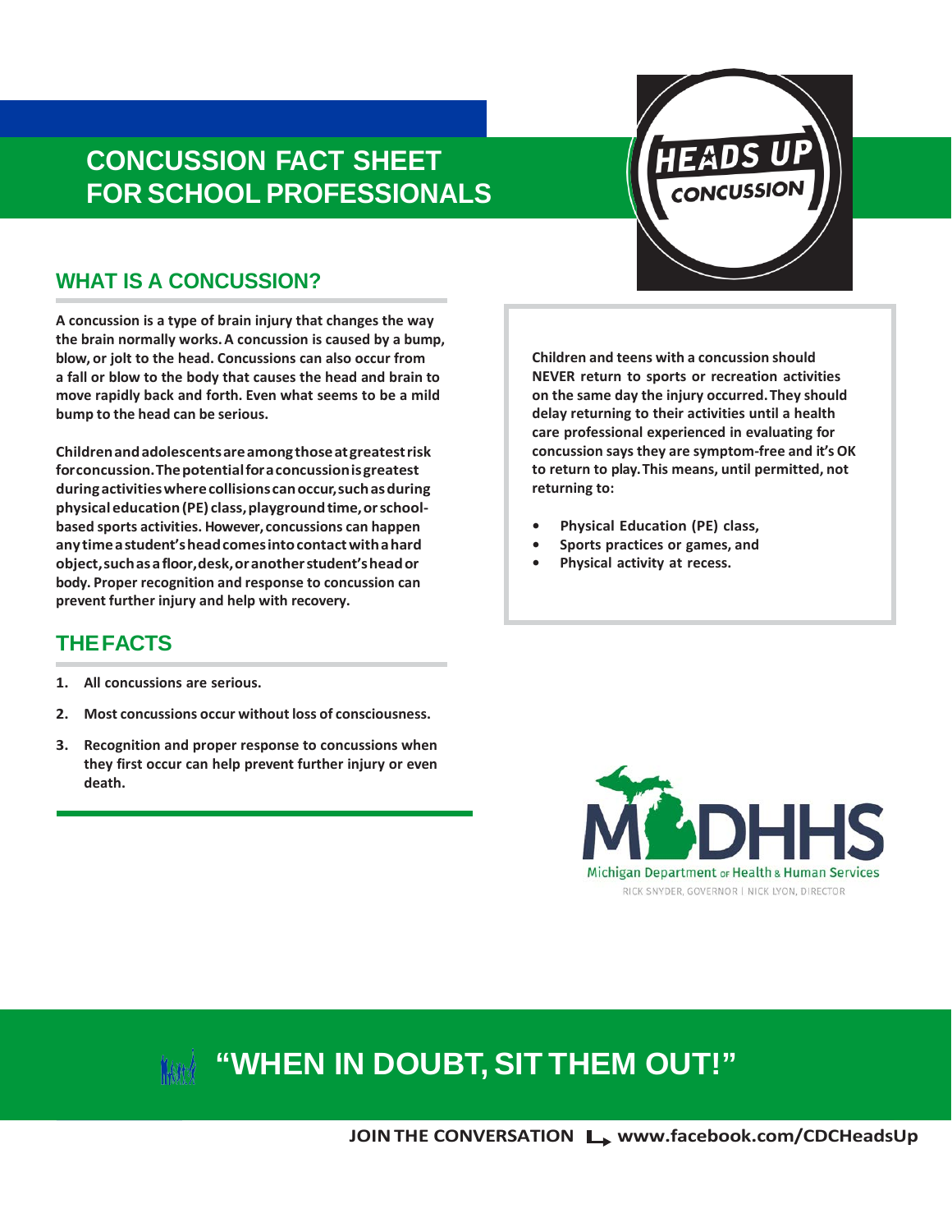# CONCUSSION FACT SHEET FOR SCHOOL PROFESSIONALS

HEADS UP CONCUSSION

## WHAT IS A CONCUSSION?

**A concussion is a type of brain injury that changes the way the brain normally works. A concussion is caused by a bump, blow, or jolt to the head. Concussions can also occur from a fall or blow to the body that causes the head and brain to move rapidly back and forth. Even what seems to be a mild bump to the head can be serious.**

**Children and adolescents are among those at greatest risk for concussion. The potential for a concussion is greatest during activities where collisions can occur, such as during physical education (PE) class, playground time, or school-based sports activities. However, concussions can happen any time a student's head comes into contact with a hard object, such as a floor, desk, or another student's head or body. Proper recognition and response to concussion can prevent further injury and help with recovery.**

**Children and teens with a concussion should NEVER return to sports or recreation activities on the same day the injury occurred. They should delay returning to their activities until a health care professional experienced in evaluating for concussion says they are symptom-free and it's OK to return to play. This means, until permitted, not returning to:**

- **Physical Education (PE) class,**
- **Sports practices or games, and**
- **Physical activity at recess.**

## THE FACTS

1. **All concussions are serious.**
2. **Most concussions occur without loss of consciousness.**
3. **Recognition and proper response to concussions when they first occur can help prevent further injury or even death.**

MDHHS
Michigan Department of Health & Human Services
RICK SNYDER, GOVERNOR | NICK LYON, DIRECTOR

## "WHEN IN DOUBT, SIT THEM OUT!"

**JOIN THE CONVERSATION** **www.facebook.com/CDCHeadsUp**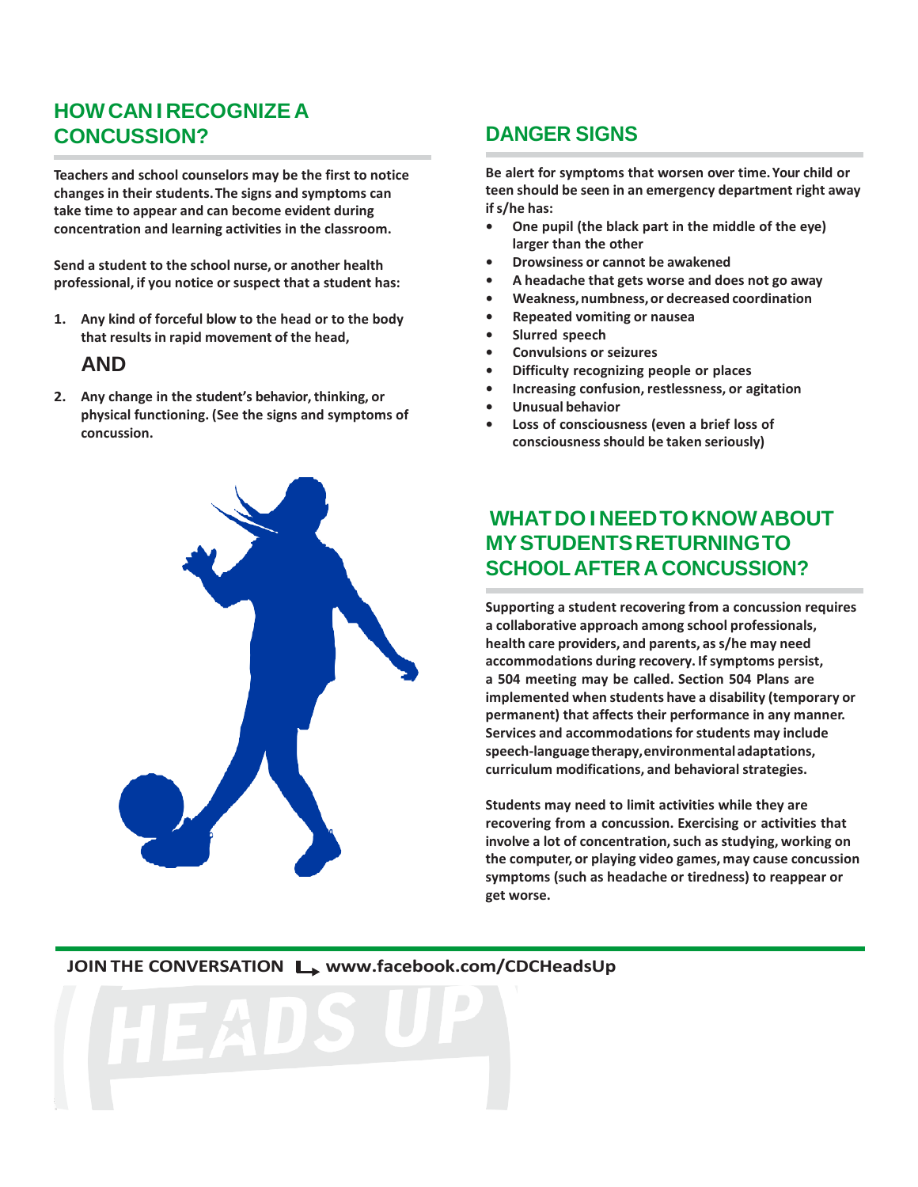## HOW CAN I RECOGNIZE A CONCUSSION?

**Teachers and school counselors may be the first to notice changes in their students. The signs and symptoms can take time to appear and can become evident during concentration and learning activities in the classroom.**

**Send a student to the school nurse, or another health professional, if you notice or suspect that a student has:**

1. **Any kind of forceful blow to the head or to the body that results in rapid movement of the head,**

   **AND**

2. **Any change in the student's behavior, thinking, or physical functioning. (See the signs and symptoms of concussion.**

## DANGER SIGNS

**Be alert for symptoms that worsen over time. Your child or teen should be seen in an emergency department right away if s/he has:**

- **One pupil (the black part in the middle of the eye) larger than the other**
- **Drowsiness or cannot be awakened**
- **A headache that gets worse and does not go away**
- **Weakness, numbness, or decreased coordination**
- **Repeated vomiting or nausea**
- **Slurred speech**
- **Convulsions or seizures**
- **Difficulty recognizing people or places**
- **Increasing confusion, restlessness, or agitation**
- **Unusual behavior**
- **Loss of consciousness (even a brief loss of consciousness should be taken seriously)**

## WHAT DO I NEED TO KNOW ABOUT MY STUDENTS RETURNING TO SCHOOL AFTER A CONCUSSION?

**Supporting a student recovering from a concussion requires a collaborative approach among school professionals, health care providers, and parents, as s/he may need accommodations during recovery. If symptoms persist, a 504 meeting may be called. Section 504 Plans are implemented when students have a disability (temporary or permanent) that affects their performance in any manner. Services and accommodations for students may include speech-language therapy, environmental adaptations, curriculum modifications, and behavioral strategies.**

**Students may need to limit activities while they are recovering from a concussion. Exercising or activities that involve a lot of concentration, such as studying, working on the computer, or playing video games, may cause concussion symptoms (such as headache or tiredness) to reappear or get worse.**

**JOIN THE CONVERSATION** **www.facebook.com/CDCHeadsUp**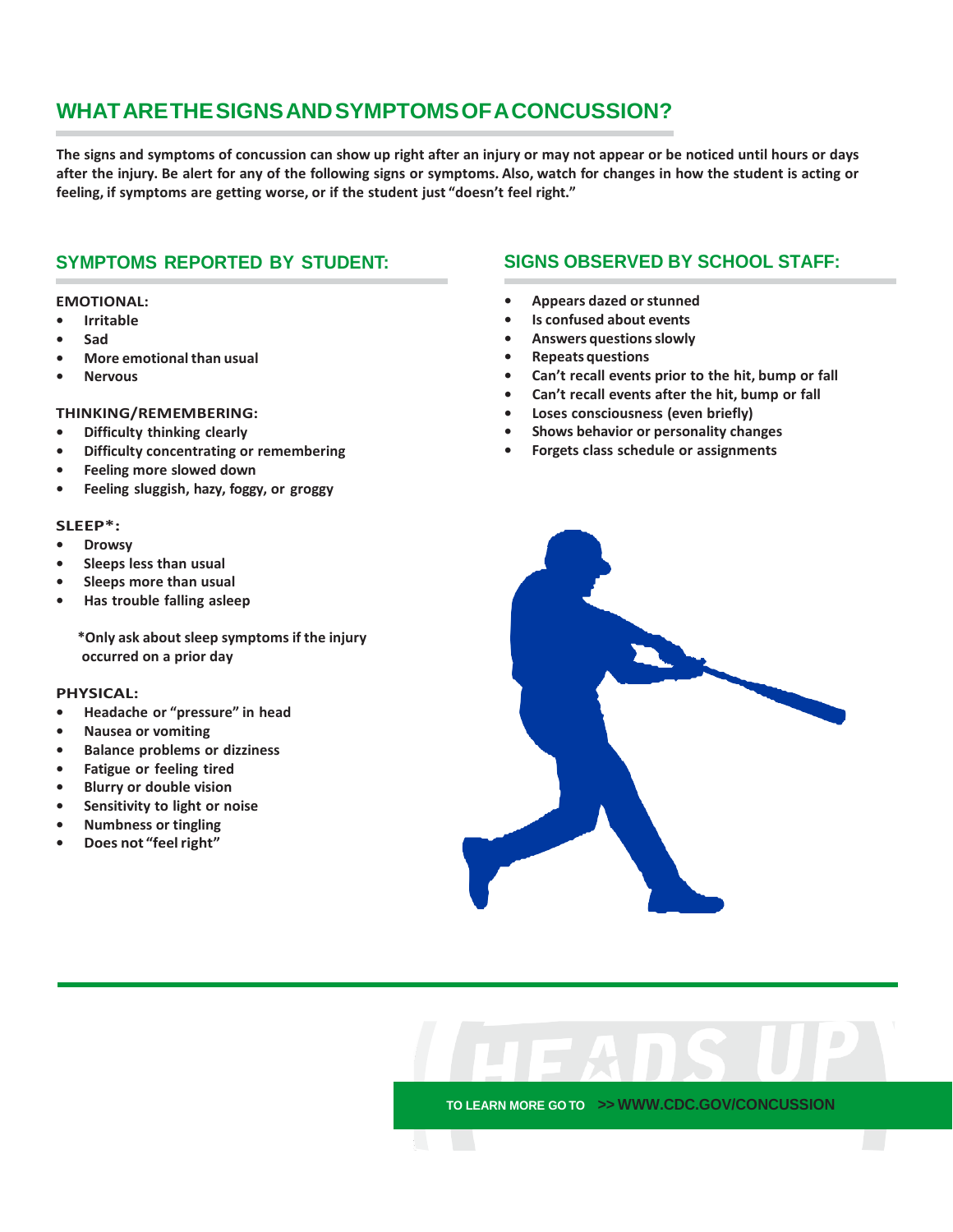## WHAT ARE THE SIGNS AND SYMPTOMS OF A CONCUSSION?

**The signs and symptoms of concussion can show up right after an injury or may not appear or be noticed until hours or days after the injury. Be alert for any of the following signs or symptoms. Also, watch for changes in how the student is acting or feeling, if symptoms are getting worse, or if the student just "doesn't feel right."**

### SYMPTOMS REPORTED BY STUDENT:

**EMOTIONAL:**

- Irritable
- Sad
- More emotional than usual
- Nervous

**THINKING/REMEMBERING:**

- Difficulty thinking clearly
- Difficulty concentrating or remembering
- Feeling more slowed down
- Feeling sluggish, hazy, foggy, or groggy

**SLEEP*:**

- Drowsy
- Sleeps less than usual
- Sleeps more than usual
- Has trouble falling asleep

**\*Only ask about sleep symptoms if the injury occurred on a prior day**

**PHYSICAL:**

- Headache or "pressure" in head
- Nausea or vomiting
- Balance problems or dizziness
- Fatigue or feeling tired
- Blurry or double vision
- Sensitivity to light or noise
- Numbness or tingling
- Does not "feel right"

### SIGNS OBSERVED BY SCHOOL STAFF:

- Appears dazed or stunned
- Is confused about events
- Answers questions slowly
- Repeats questions
- Can't recall events prior to the hit, bump or fall
- Can't recall events after the hit, bump or fall
- Loses consciousness (even briefly)
- Shows behavior or personality changes
- Forgets class schedule or assignments

HEADS UP

TO LEARN MORE GO TO >> WWW.CDC.GOV/CONCUSSION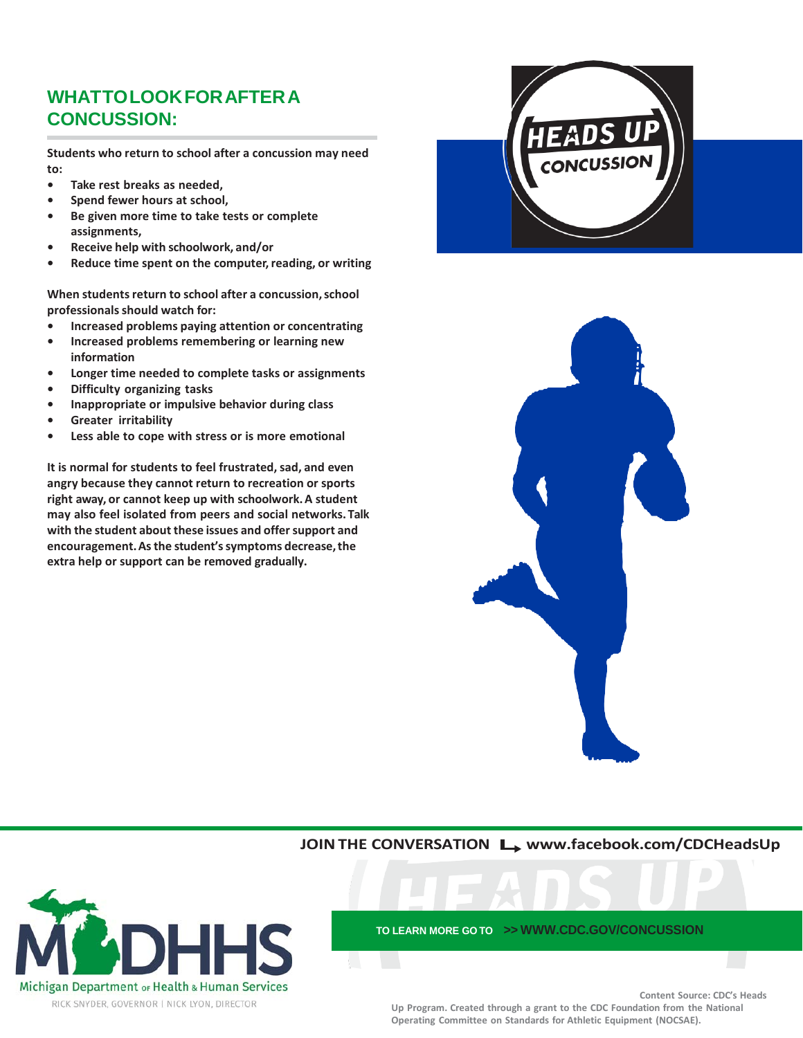## WHAT TO LOOK FOR AFTER A CONCUSSION:

**Students who return to school after a concussion may need to:**

- **Take rest breaks as needed,**
- **Spend fewer hours at school,**
- **Be given more time to take tests or complete assignments,**
- **Receive help with schoolwork, and/or**
- **Reduce time spent on the computer, reading, or writing**

**When students return to school after a concussion, school professionals should watch for:**

- **Increased problems paying attention or concentrating**
- **Increased problems remembering or learning new information**
- **Longer time needed to complete tasks or assignments**
- **Difficulty organizing tasks**
- **Inappropriate or impulsive behavior during class**
- **Greater irritability**
- **Less able to cope with stress or is more emotional**

**It is normal for students to feel frustrated, sad, and even angry because they cannot return to recreation or sports right away, or cannot keep up with schoolwork. A student may also feel isolated from peers and social networks. Talk with the student about these issues and offer support and encouragement. As the student's symptoms decrease, the extra help or support can be removed gradually.**

HEADS UP CONCUSSION

**JOIN THE CONVERSATION ↳ www.facebook.com/CDCHeadsUp**

**TO LEARN MORE GO TO >> WWW.CDC.GOV/CONCUSSION**

MDHHS Michigan Department of Health & Human Services

RICK SNYDER, GOVERNOR | NICK LYON, DIRECTOR

Content Source: CDC's Heads Up Program. Created through a grant to the CDC Foundation from the National Operating Committee on Standards for Athletic Equipment (NOCSAE).